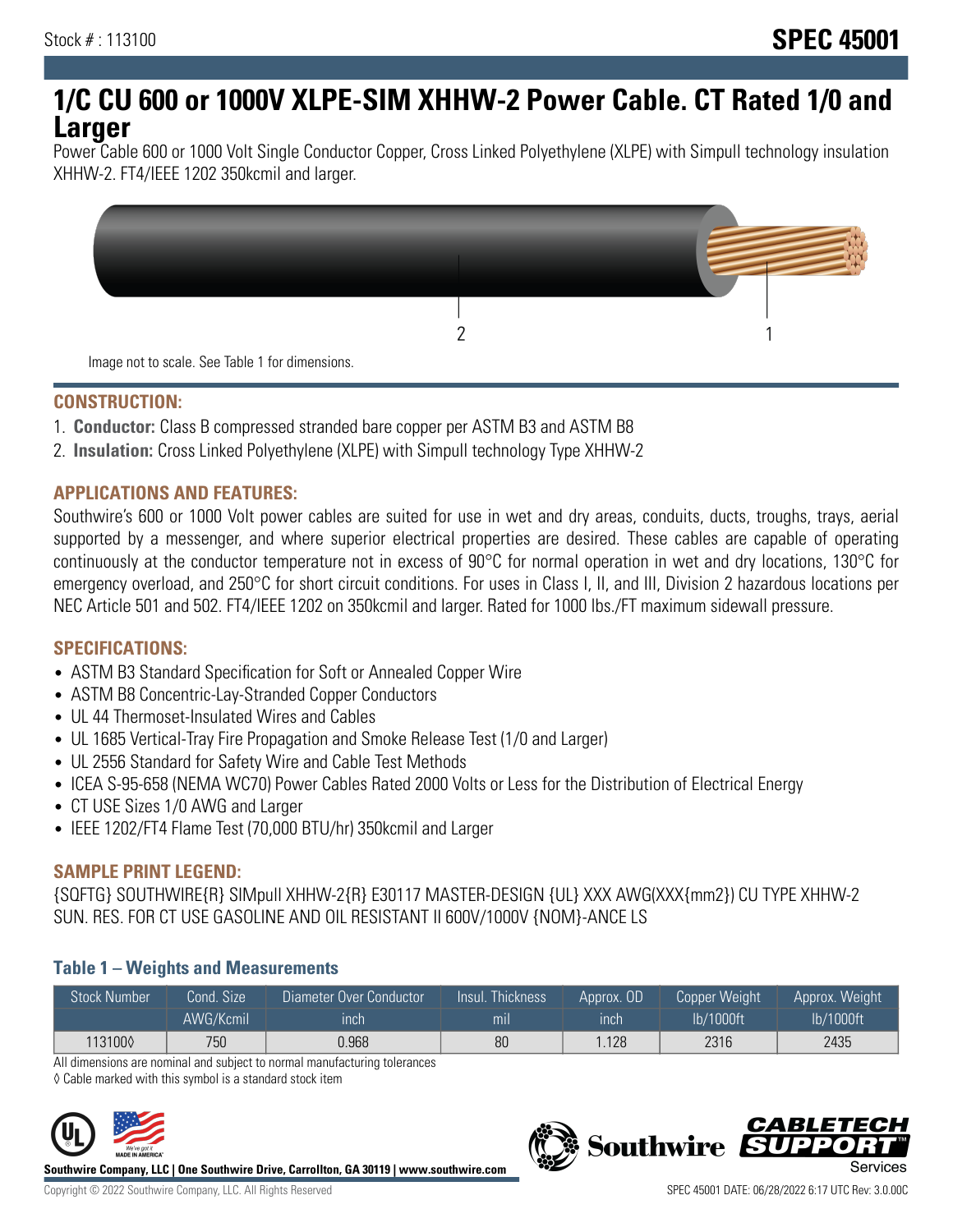Stock # : 113100

# SPEC 45001

# 1/C CU 600 or 1000V XLPE-SIM XHHW-2 Power Cable. CT Rated 1/0 and Larger

Power Cable 600 or 1000 Volt Single Conductor Copper, Cross Linked Polyethylene (XLPE) with Simpull technology insulation XHHW-2. FT4/IEEE 1202 350kcmil and larger.

2

1

Image not to scale. See Table 1 for dimensions.

## CONSTRUCTION:

1. **Conductor:** Class B compressed stranded bare copper per ASTM B3 and ASTM B8
2. **Insulation:** Cross Linked Polyethylene (XLPE) with Simpull technology Type XHHW-2

## APPLICATIONS AND FEATURES:

Southwire's 600 or 1000 Volt power cables are suited for use in wet and dry areas, conduits, ducts, troughs, trays, aerial supported by a messenger, and where superior electrical properties are desired. These cables are capable of operating continuously at the conductor temperature not in excess of 90°C for normal operation in wet and dry locations, 130°C for emergency overload, and 250°C for short circuit conditions. For uses in Class I, II, and III, Division 2 hazardous locations per NEC Article 501 and 502. FT4/IEEE 1202 on 350kcmil and larger. Rated for 1000 lbs./FT maximum sidewall pressure.

## SPECIFICATIONS:

- ASTM B3 Standard Specification for Soft or Annealed Copper Wire
- ASTM B8 Concentric-Lay-Stranded Copper Conductors
- UL 44 Thermoset-Insulated Wires and Cables
- UL 1685 Vertical-Tray Fire Propagation and Smoke Release Test (1/0 and Larger)
- UL 2556 Standard for Safety Wire and Cable Test Methods
- ICEA S-95-658 (NEMA WC70) Power Cables Rated 2000 Volts or Less for the Distribution of Electrical Energy
- CT USE Sizes 1/0 AWG and Larger
- IEEE 1202/FT4 Flame Test (70,000 BTU/hr) 350kcmil and Larger

## SAMPLE PRINT LEGEND:

{SQFTG} SOUTHWIRE{R} SIMpull XHHW-2{R} E30117 MASTER-DESIGN {UL} XXX AWG(XXX{mm2}) CU TYPE XHHW-2 SUN. RES. FOR CT USE GASOLINE AND OIL RESISTANT II 600V/1000V {NOM}-ANCE LS

### Table 1 – Weights and Measurements

| Stock Number | Cond. Size | Diameter Over Conductor | Insul. Thickness | Approx. OD | Copper Weight | Approx. Weight |
|---|---|---|---|---|---|---|
| | AWG/Kcmil | inch | mil | inch | lb/1000ft | lb/1000ft |
| 113100◊ | 750 | 0.968 | 80 | 1.128 | 2316 | 2435 |

All dimensions are nominal and subject to normal manufacturing tolerances

◊ Cable marked with this symbol is a standard stock item

**Southwire Company, LLC | One Southwire Drive, Carrollton, GA 30119 | www.southwire.com**

Copyright © 2022 Southwire Company, LLC. All Rights Reserved

SPEC 45001 DATE: 06/28/2022 6:17 UTC Rev: 3.0.00C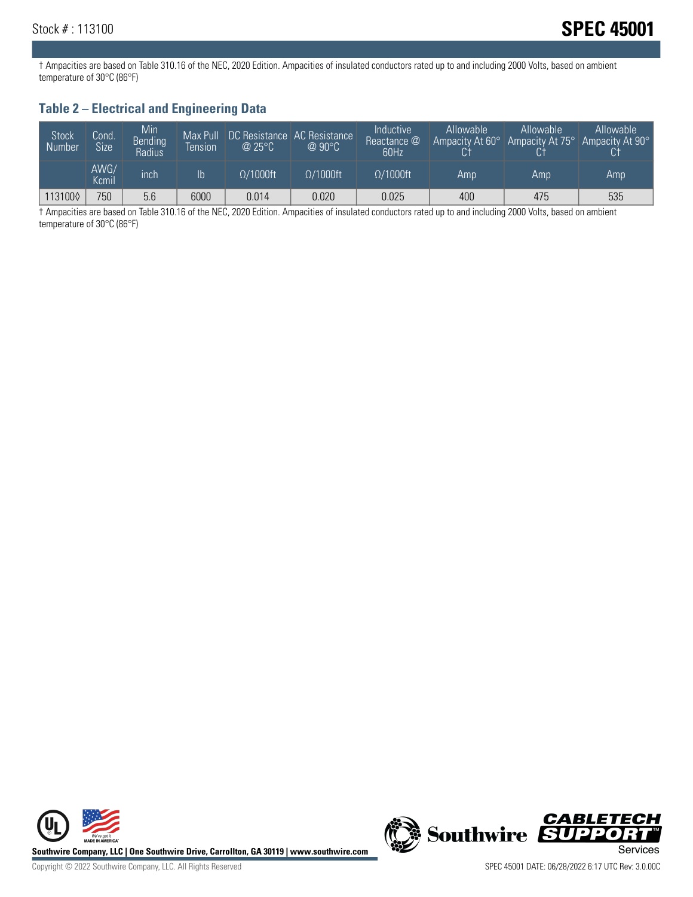† Ampacities are based on Table 310.16 of the NEC, 2020 Edition. Ampacities of insulated conductors rated up to and including 2000 Volts, based on ambient temperature of 30°C (86°F)

## Table 2 – Electrical and Engineering Data

| Stock Number | Cond. Size | Min Bending Radius | Max Pull Tension | DC Resistance @ 25°C | AC Resistance @ 90°C | Inductive Reactance @ 60Hz | Allowable Ampacity At 60° C† | Allowable Ampacity At 75° C† | Allowable Ampacity At 90° C† |
|---|---|---|---|---|---|---|---|---|---|
| | AWG/ Kcmil | inch | lb | Ω/1000ft | Ω/1000ft | Ω/1000ft | Amp | Amp | Amp |
| 113100◊ | 750 | 5.6 | 6000 | 0.014 | 0.020 | 0.025 | 400 | 475 | 535 |

† Ampacities are based on Table 310.16 of the NEC, 2020 Edition. Ampacities of insulated conductors rated up to and including 2000 Volts, based on ambient temperature of 30°C (86°F)

**Southwire Company, LLC | One Southwire Drive, Carrollton, GA 30119 | www.southwire.com**

Copyright © 2022 Southwire Company, LLC. All Rights Reserved

SPEC 45001 DATE: 06/28/2022 6:17 UTC Rev: 3.0.00C